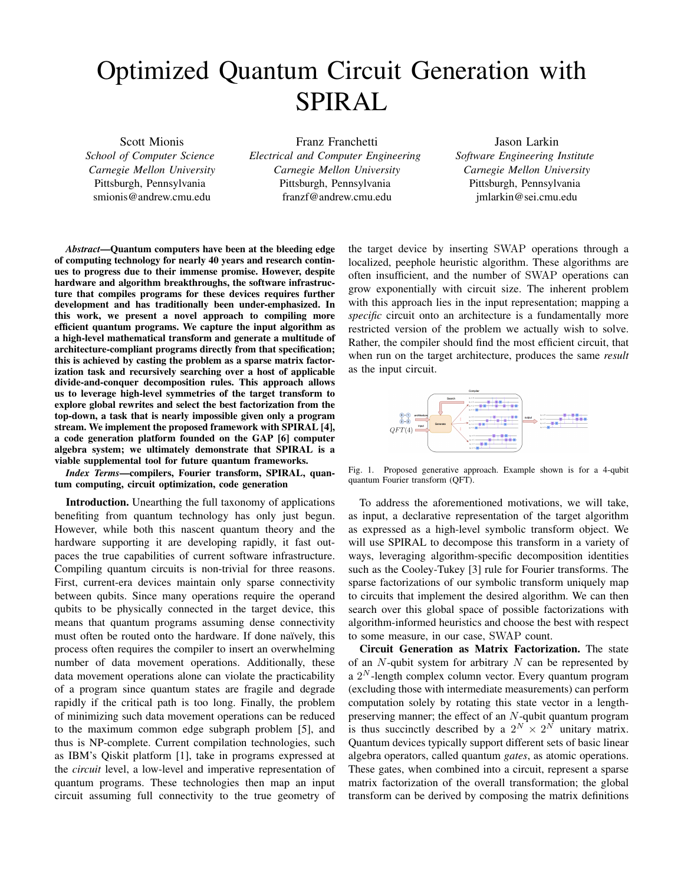# Optimized Quantum Circuit Generation with SPIRAL

Scott Mionis
*School of Computer Science*
*Carnegie Mellon University*
Pittsburgh, Pennsylvania
smionis@andrew.cmu.edu

Franz Franchetti
*Electrical and Computer Engineering*
*Carnegie Mellon University*
Pittsburgh, Pennsylvania
franzf@andrew.cmu.edu

Jason Larkin
*Software Engineering Institute*
*Carnegie Mellon University*
Pittsburgh, Pennsylvania
jmlarkin@sei.cmu.edu

***Abstract*—Quantum computers have been at the bleeding edge of computing technology for nearly 40 years and research continues to progress due to their immense promise. However, despite hardware and algorithm breakthroughs, the software infrastructure that compiles programs for these devices requires further development and has traditionally been under-emphasized. In this work, we present a novel approach to compiling more efficient quantum programs. We capture the input algorithm as a high-level mathematical transform and generate a multitude of architecture-compliant programs directly from that specification; this is achieved by casting the problem as a sparse matrix factorization task and recursively searching over a host of applicable divide-and-conquer decomposition rules. This approach allows us to leverage high-level symmetries of the target transform to explore global rewrites and select the best factorization from the top-down, a task that is nearly impossible given only a program stream. We implement the proposed framework with SPIRAL [4], a code generation platform founded on the GAP [6] computer algebra system; we ultimately demonstrate that SPIRAL is a viable supplemental tool for future quantum frameworks.**

***Index Terms*—compilers, Fourier transform, SPIRAL, quantum computing, circuit optimization, code generation**

**Introduction.** Unearthing the full taxonomy of applications benefiting from quantum technology has only just begun. However, while both this nascent quantum theory and the hardware supporting it are developing rapidly, it fast outpaces the true capabilities of current software infrastructure. Compiling quantum circuits is non-trivial for three reasons. First, current-era devices maintain only sparse connectivity between qubits. Since many operations require the operand qubits to be physically connected in the target device, this means that quantum programs assuming dense connectivity must often be routed onto the hardware. If done naïvely, this process often requires the compiler to insert an overwhelming number of data movement operations. Additionally, these data movement operations alone can violate the practicability of a program since quantum states are fragile and degrade rapidly if the critical path is too long. Finally, the problem of minimizing such data movement operations can be reduced to the maximum common edge subgraph problem [5], and thus is NP-complete. Current compilation technologies, such as IBM's Qiskit platform [1], take in programs expressed at the *circuit* level, a low-level and imperative representation of quantum programs. These technologies then map an input circuit assuming full connectivity to the true geometry of the target device by inserting SWAP operations through a localized, peephole heuristic algorithm. These algorithms are often insufficient, and the number of SWAP operations can grow exponentially with circuit size. The inherent problem with this approach lies in the input representation; mapping a *specific* circuit onto an architecture is a fundamentally more restricted version of the problem we actually wish to solve. Rather, the compiler should find the most efficient circuit, that when run on the target architecture, produces the same *result* as the input circuit.

Fig. 1. Proposed generative approach. Example shown is for a 4-qubit quantum Fourier transform (QFT).

To address the aforementioned motivations, we will take, as input, a declarative representation of the target algorithm as expressed as a high-level symbolic transform object. We will use SPIRAL to decompose this transform in a variety of ways, leveraging algorithm-specific decomposition identities such as the Cooley-Tukey [3] rule for Fourier transforms. The sparse factorizations of our symbolic transform uniquely map to circuits that implement the desired algorithm. We can then search over this global space of possible factorizations with algorithm-informed heuristics and choose the best with respect to some measure, in our case, SWAP count.

**Circuit Generation as Matrix Factorization.** The state of an $N$-qubit system for arbitrary $N$ can be represented by a $2^N$-length complex column vector. Every quantum program (excluding those with intermediate measurements) can perform computation solely by rotating this state vector in a length-preserving manner; the effect of an $N$-qubit quantum program is thus succinctly described by a $2^N \times 2^N$ unitary matrix. Quantum devices typically support different sets of basic linear algebra operators, called quantum *gates*, as atomic operations. These gates, when combined into a circuit, represent a sparse matrix factorization of the overall transformation; the global transform can be derived by composing the matrix definitions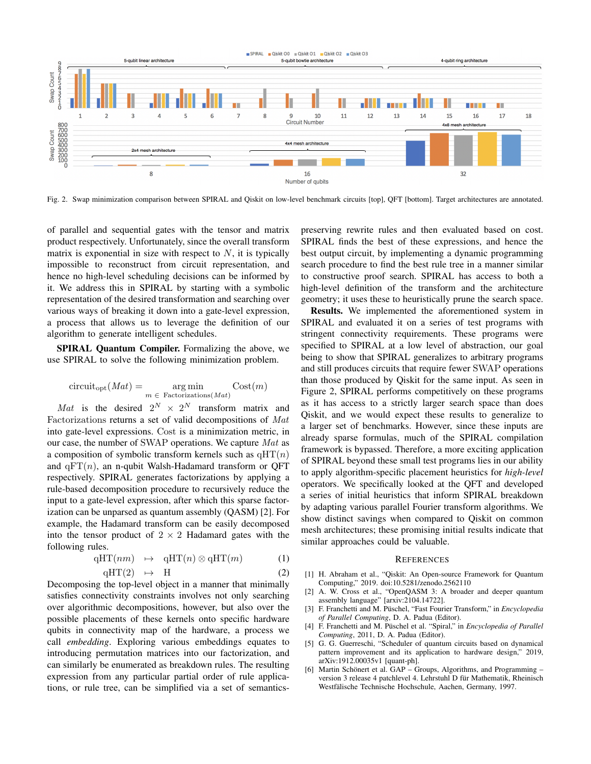SPIRAL Qiskit O0 Qiskit O1 Qiskit O2 Qiskit O3

5-qubit linear architecture

5-qubit bowtie architecture

4-qubit ring architecture

Swap Count

0 1 2 3 4 5 6 7 8 9

1 2 3 4 5 6 7 8 9 10 11 12 13 14 15 16 17 18

Circuit Number

Swap Count

0 100 200 300 400 500 600 700 800

2x4 mesh architecture

4x4 mesh architecture

4x8 mesh architecture

8 16 32

Number of qubits

Fig. 2. Swap minimization comparison between SPIRAL and Qiskit on low-level benchmark circuits [top], QFT [bottom]. Target architectures are annotated.

of parallel and sequential gates with the tensor and matrix product respectively. Unfortunately, since the overall transform matrix is exponential in size with respect to $N$, it is typically impossible to reconstruct from circuit representation, and hence no high-level scheduling decisions can be informed by it. We address this in SPIRAL by starting with a symbolic representation of the desired transformation and searching over various ways of breaking it down into a gate-level expression, a process that allows us to leverage the definition of our algorithm to generate intelligent schedules.

**SPIRAL Quantum Compiler.** Formalizing the above, we use SPIRAL to solve the following minimization problem.

$$\text{circuit}_{\text{opt}}(Mat) = \underset{m \,\in\, \text{Factorizations}(Mat)}{\arg\min} \text{Cost}(m)$$

$Mat$ is the desired $2^N \times 2^N$ transform matrix and $\text{Factorizations}$ returns a set of valid decompositions of $Mat$ into gate-level expressions. $\text{Cost}$ is a minimization metric, in our case, the number of SWAP operations. We capture $Mat$ as a composition of symbolic transform kernels such as $\text{qHT}(n)$ and $\text{qFT}(n)$, an n-qubit Walsh-Hadamard transform or QFT respectively. SPIRAL generates factorizations by applying a rule-based decomposition procedure to recursively reduce the input to a gate-level expression, after which this sparse factorization can be unparsed as quantum assembly (QASM) [2]. For example, the Hadamard transform can be easily decomposed into the tensor product of $2 \times 2$ Hadamard gates with the following rules.

$$\text{qHT}(nm) \quad \mapsto \quad \text{qHT}(n) \otimes \text{qHT}(m) \tag{1}$$

$$\text{qHT}(2) \quad \mapsto \quad \text{H} \tag{2}$$

Decomposing the top-level object in a manner that minimally satisfies connectivity constraints involves not only searching over algorithmic decompositions, however, but also over the possible placements of these kernels onto specific hardware qubits in connectivity map of the hardware, a process we call *embedding*. Exploring various embeddings equates to introducing permutation matrices into our factorization, and can similarly be enumerated as breakdown rules. The resulting expression from any particular partial order of rule applications, or rule tree, can be simplified via a set of semantics-preserving rewrite rules and then evaluated based on cost. SPIRAL finds the best of these expressions, and hence the best output circuit, by implementing a dynamic programming search procedure to find the best rule tree in a manner similar to constructive proof search. SPIRAL has access to both a high-level definition of the transform and the architecture geometry; it uses these to heuristically prune the search space.

**Results.** We implemented the aforementioned system in SPIRAL and evaluated it on a series of test programs with stringent connectivity requirements. These programs were specified to SPIRAL at a low level of abstraction, our goal being to show that SPIRAL generalizes to arbitrary programs and still produces circuits that require fewer SWAP operations than those produced by Qiskit for the same input. As seen in Figure 2, SPIRAL performs competitively on these programs as it has access to a strictly larger search space than does Qiskit, and we would expect these results to generalize to a larger set of benchmarks. However, since these inputs are already sparse formulas, much of the SPIRAL compilation framework is bypassed. Therefore, a more exciting application of SPIRAL beyond these small test programs lies in our ability to apply algorithm-specific placement heuristics for *high-level* operators. We specifically looked at the QFT and developed a series of initial heuristics that inform SPIRAL breakdown by adapting various parallel Fourier transform algorithms. We show distinct savings when compared to Qiskit on common mesh architectures; these promising initial results indicate that similar approaches could be valuable.

## References

[1] H. Abraham et al., "Qiskit: An Open-source Framework for Quantum Computing," 2019. doi:10.5281/zenodo.2562110

[2] A. W. Cross et al., "OpenQASM 3: A broader and deeper quantum assembly language" [arxiv:2104.14722].

[3] F. Franchetti and M. Püschel, "Fast Fourier Transform," in *Encyclopedia of Parallel Computing*, D. A. Padua (Editor).

[4] F. Franchetti and M. Püschel et al. "Spiral," in *Encyclopedia of Parallel Computing*, 2011, D. A. Padua (Editor).

[5] G. G. Guerreschi, "Scheduler of quantum circuits based on dynamical pattern improvement and its application to hardware design," 2019, arXiv:1912.00035v1 [quant-ph].

[6] Martin Schönert et al. GAP – Groups, Algorithms, and Programming – version 3 release 4 patchlevel 4. Lehrstuhl D für Mathematik, Rheinisch Westfälische Technische Hochschule, Aachen, Germany, 1997.